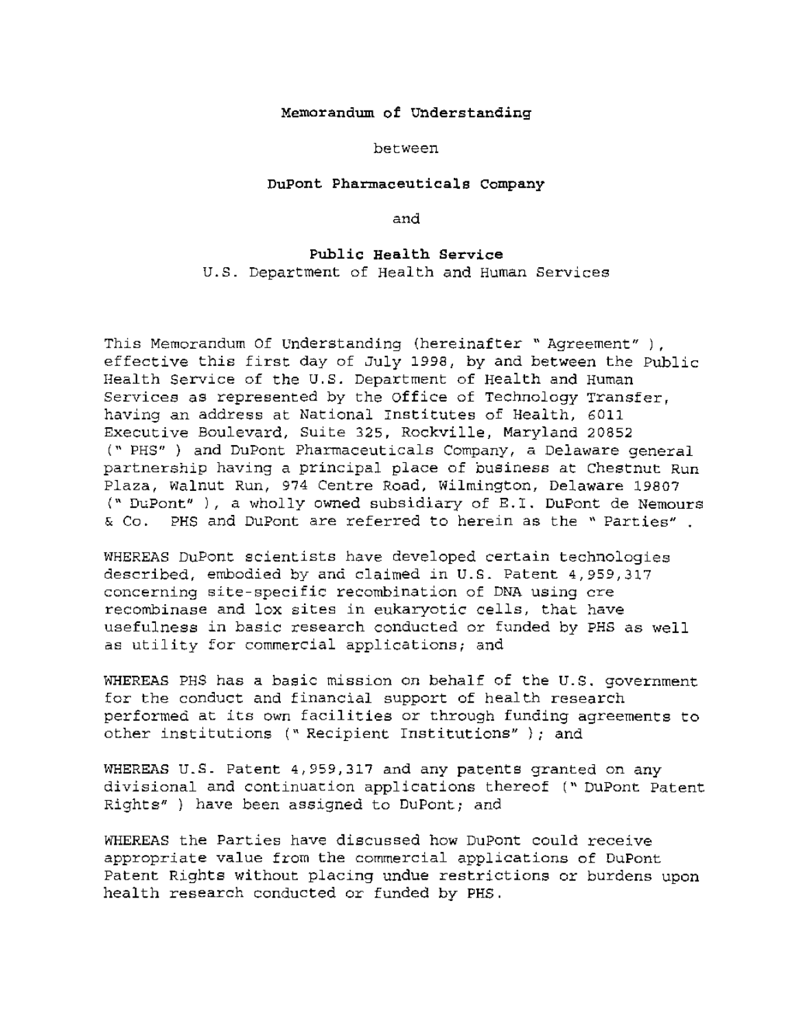**Memorandum of Understanding**

between

**DuPont Pharmaceuticals Company**

and

**Public Health Service**
U.S. Department of Health and Human Services

This Memorandum Of Understanding (hereinafter " Agreement" ), effective this first day of July 1998, by and between the Public Health Service of the U.S. Department of Health and Human Services as represented by the Office of Technology Transfer, having an address at National Institutes of Health, 6011 Executive Boulevard, Suite 325, Rockville, Maryland 20852 (" PHS" ) and DuPont Pharmaceuticals Company, a Delaware general partnership having a principal place of business at Chestnut Run Plaza, Walnut Run, 974 Centre Road, Wilmington, Delaware 19807 (" DuPont" ), a wholly owned subsidiary of E.I. DuPont de Nemours & Co. PHS and DuPont are referred to herein as the " Parties" .

WHEREAS DuPont scientists have developed certain technologies described, embodied by and claimed in U.S. Patent 4,959,317 concerning site-specific recombination of DNA using cre recombinase and lox sites in eukaryotic cells, that have usefulness in basic research conducted or funded by PHS as well as utility for commercial applications; and

WHEREAS PHS has a basic mission on behalf of the U.S. government for the conduct and financial support of health research performed at its own facilities or through funding agreements to other institutions (" Recipient Institutions" ); and

WHEREAS U.S. Patent 4,959,317 and any patents granted on any divisional and continuation applications thereof (" DuPont Patent Rights" ) have been assigned to DuPont; and

WHEREAS the Parties have discussed how DuPont could receive appropriate value from the commercial applications of DuPont Patent Rights without placing undue restrictions or burdens upon health research conducted or funded by PHS.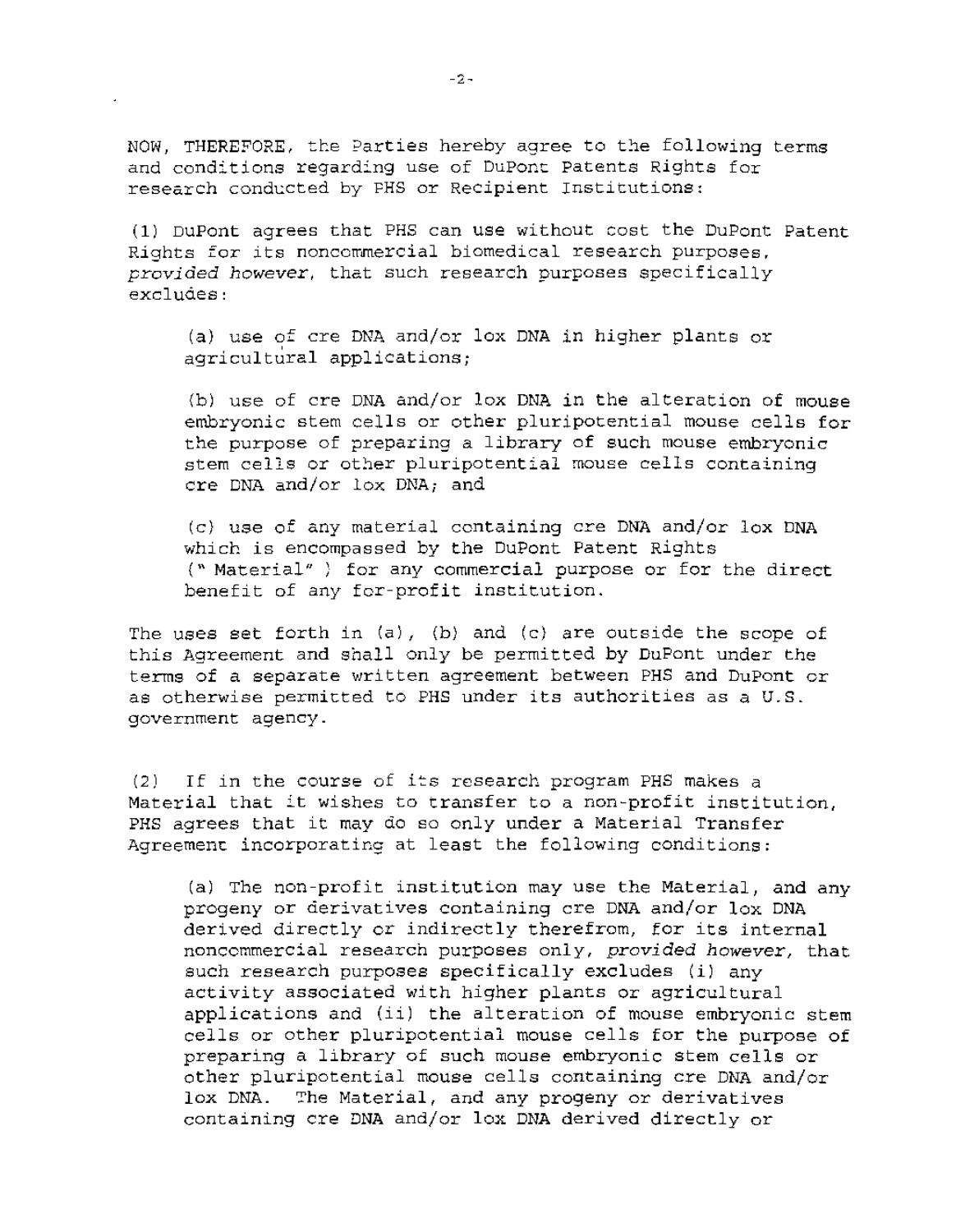NOW, THEREFORE, the Parties hereby agree to the following terms and conditions regarding use of DuPont Patents Rights for research conducted by PHS or Recipient Institutions:

(1) DuPont agrees that PHS can use without cost the DuPont Patent Rights for its noncommercial biomedical research purposes, *provided however*, that such research purposes specifically excludes:

> (a) use of cre DNA and/or lox DNA in higher plants or agricultural applications;
>
> (b) use of cre DNA and/or lox DNA in the alteration of mouse embryonic stem cells or other pluripotential mouse cells for the purpose of preparing a library of such mouse embryonic stem cells or other pluripotential mouse cells containing cre DNA and/or lox DNA; and
>
> (c) use of any material containing cre DNA and/or lox DNA which is encompassed by the DuPont Patent Rights ("Material") for any commercial purpose or for the direct benefit of any for-profit institution.

The uses set forth in (a), (b) and (c) are outside the scope of this Agreement and shall only be permitted by DuPont under the terms of a separate written agreement between PHS and DuPont or as otherwise permitted to PHS under its authorities as a U.S. government agency.

(2) If in the course of its research program PHS makes a Material that it wishes to transfer to a non-profit institution, PHS agrees that it may do so only under a Material Transfer Agreement incorporating at least the following conditions:

> (a) The non-profit institution may use the Material, and any progeny or derivatives containing cre DNA and/or lox DNA derived directly or indirectly therefrom, for its internal noncommercial research purposes only, *provided however*, that such research purposes specifically excludes (i) any activity associated with higher plants or agricultural applications and (ii) the alteration of mouse embryonic stem cells or other pluripotential mouse cells for the purpose of preparing a library of such mouse embryonic stem cells or other pluripotential mouse cells containing cre DNA and/or lox DNA. The Material, and any progeny or derivatives containing cre DNA and/or lox DNA derived directly or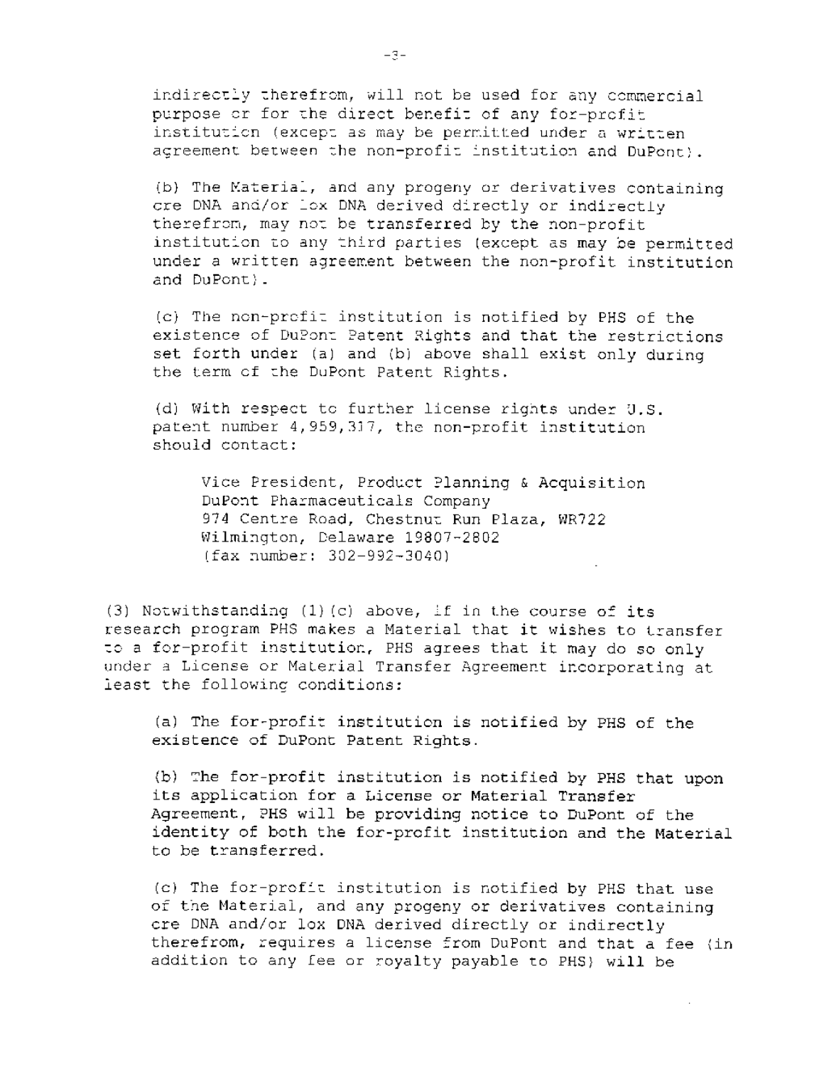indirectly therefrom, will not be used for any commercial purpose or for the direct benefit of any for-profit institution (except as may be permitted under a written agreement between the non-profit institution and DuPont).

(b) The Material, and any progeny or derivatives containing cre DNA and/or lox DNA derived directly or indirectly therefrom, may not be transferred by the non-profit institution to any third parties (except as may be permitted under a written agreement between the non-profit institution and DuPont).

(c) The non-profit institution is notified by PHS of the existence of DuPont Patent Rights and that the restrictions set forth under (a) and (b) above shall exist only during the term of the DuPont Patent Rights.

(d) With respect to further license rights under U.S. patent number 4,959,317, the non-profit institution should contact:

> Vice President, Product Planning & Acquisition
> DuPont Pharmaceuticals Company
> 974 Centre Road, Chestnut Run Plaza, WR722
> Wilmington, Delaware 19807-2802
> (fax number: 302-992-3040)

(3) Notwithstanding (1)(c) above, if in the course of its research program PHS makes a Material that it wishes to transfer to a for-profit institution, PHS agrees that it may do so only under a License or Material Transfer Agreement incorporating at least the following conditions:

(a) The for-profit institution is notified by PHS of the existence of DuPont Patent Rights.

(b) The for-profit institution is notified by PHS that upon its application for a License or Material Transfer Agreement, PHS will be providing notice to DuPont of the identity of both the for-profit institution and the Material to be transferred.

(c) The for-profit institution is notified by PHS that use of the Material, and any progeny or derivatives containing cre DNA and/or lox DNA derived directly or indirectly therefrom, requires a license from DuPont and that a fee (in addition to any fee or royalty payable to PHS) will be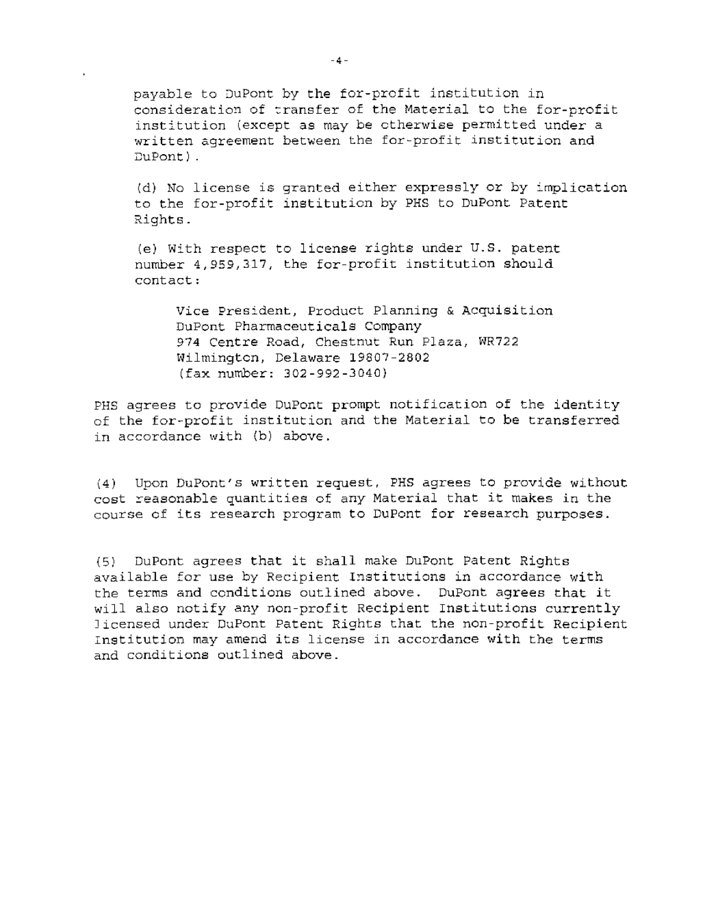payable to DuPont by the for-profit institution in consideration of transfer of the Material to the for-profit institution (except as may be otherwise permitted under a written agreement between the for-profit institution and DuPont).

(d) No license is granted either expressly or by implication to the for-profit institution by PHS to DuPont Patent Rights.

(e) With respect to license rights under U.S. patent number 4,959,317, the for-profit institution should contact:

> Vice President, Product Planning & Acquisition
> DuPont Pharmaceuticals Company
> 974 Centre Road, Chestnut Run Plaza, WR722
> Wilmington, Delaware 19807-2802
> (fax number: 302-992-3040)

PHS agrees to provide DuPont prompt notification of the identity of the for-profit institution and the Material to be transferred in accordance with (b) above.

(4) Upon DuPont's written request, PHS agrees to provide without cost reasonable quantities of any Material that it makes in the course of its research program to DuPont for research purposes.

(5) DuPont agrees that it shall make DuPont Patent Rights available for use by Recipient Institutions in accordance with the terms and conditions outlined above. DuPont agrees that it will also notify any non-profit Recipient Institutions currently licensed under DuPont Patent Rights that the non-profit Recipient Institution may amend its license in accordance with the terms and conditions outlined above.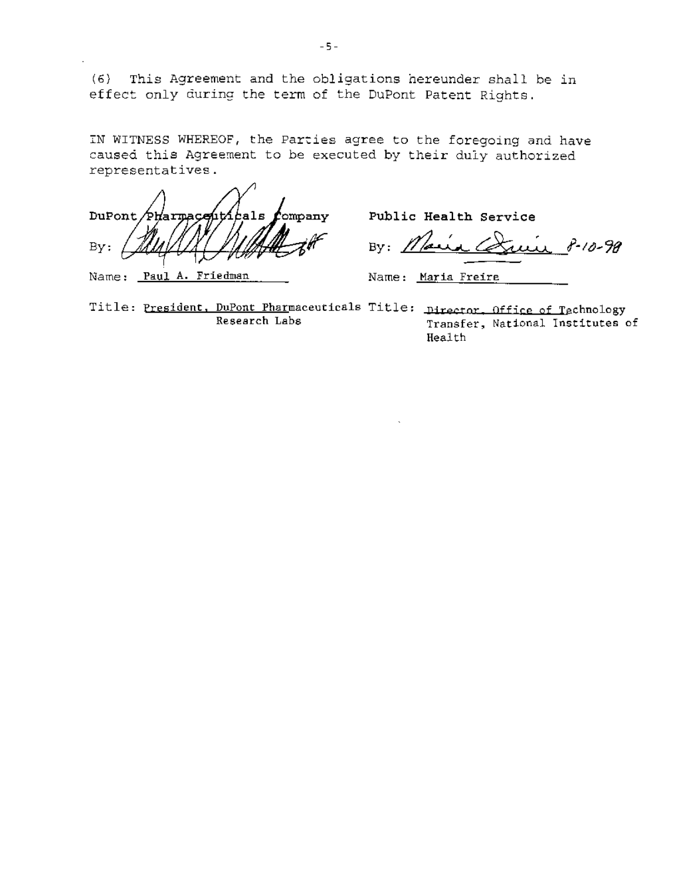(6) This Agreement and the obligations hereunder shall be in effect only during the term of the DuPont Patent Rights.

IN WITNESS WHEREOF, the Parties agree to the foregoing and have caused this Agreement to be executed by their duly authorized representatives.

| | |
|---|---|
| **DuPont Pharmaceuticals Company** | **Public Health Service** |
| By: | By: 8-10-98 |
| Name: Paul A. Friedman | Name: Maria Freire |
| Title: President, DuPont Pharmaceuticals Research Labs | Title: Director, Office of Technology Transfer, National Institutes of Health |